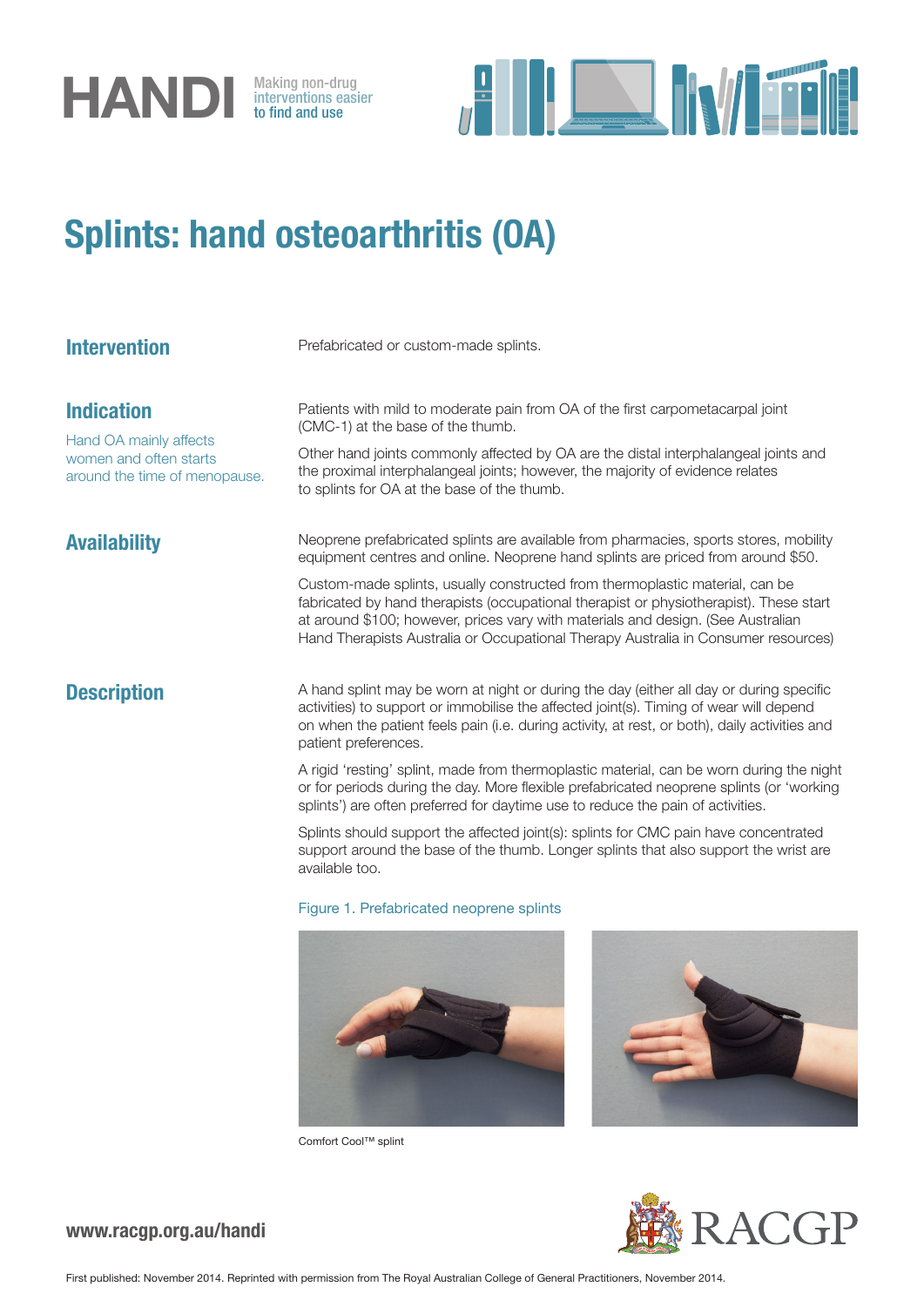HANDI

Making non-drug interventions easier to find and use

# Splints: hand osteoarthritis (OA)

## Intervention

Prefabricated or custom-made splints.

## Indication

Hand OA mainly affects women and often starts around the time of menopause.

Patients with mild to moderate pain from OA of the first carpometacarpal joint (CMC-1) at the base of the thumb.

Other hand joints commonly affected by OA are the distal interphalangeal joints and the proximal interphalangeal joints; however, the majority of evidence relates to splints for OA at the base of the thumb.

## Availability

Neoprene prefabricated splints are available from pharmacies, sports stores, mobility equipment centres and online. Neoprene hand splints are priced from around $50.

Custom-made splints, usually constructed from thermoplastic material, can be fabricated by hand therapists (occupational therapist or physiotherapist). These start at around $100; however, prices vary with materials and design. (See Australian Hand Therapists Australia or Occupational Therapy Australia in Consumer resources)

## Description

A hand splint may be worn at night or during the day (either all day or during specific activities) to support or immobilise the affected joint(s). Timing of wear will depend on when the patient feels pain (i.e. during activity, at rest, or both), daily activities and patient preferences.

A rigid 'resting' splint, made from thermoplastic material, can be worn during the night or for periods during the day. More flexible prefabricated neoprene splints (or 'working splints') are often preferred for daytime use to reduce the pain of activities.

Splints should support the affected joint(s): splints for CMC pain have concentrated support around the base of the thumb. Longer splints that also support the wrist are available too.

Figure 1. Prefabricated neoprene splints

Comfort Cool™ splint

www.racgp.org.au/handi

RACGP

First published: November 2014. Reprinted with permission from The Royal Australian College of General Practitioners, November 2014.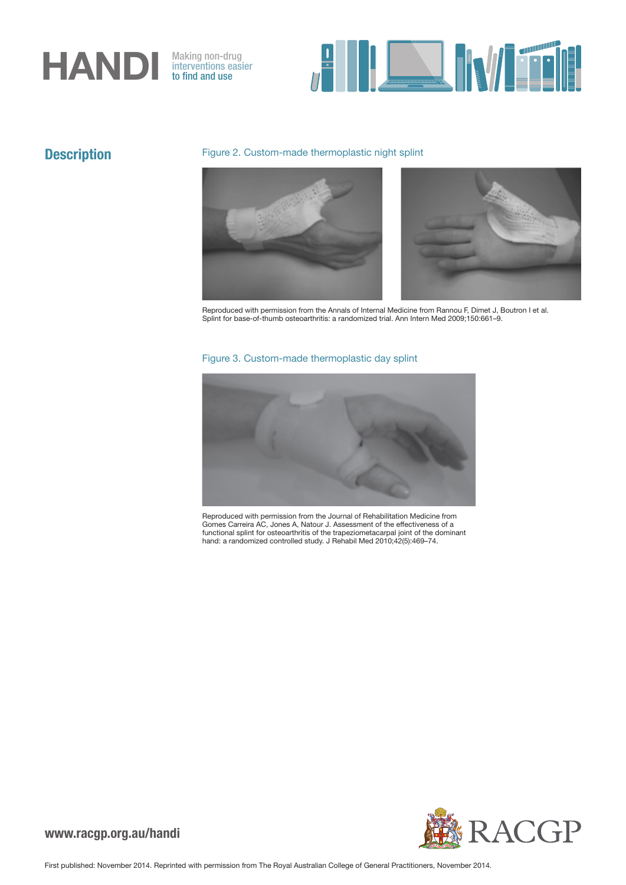## Description

Figure 2. Custom-made thermoplastic night splint

Reproduced with permission from the Annals of Internal Medicine from Rannou F, Dimet J, Boutron I et al. Splint for base-of-thumb osteoarthritis: a randomized trial. Ann Intern Med 2009;150:661–9.

Figure 3. Custom-made thermoplastic day splint

Reproduced with permission from the Journal of Rehabilitation Medicine from Gomes Carreira AC, Jones A, Natour J. Assessment of the effectiveness of a functional splint for osteoarthritis of the trapeziometacarpal joint of the dominant hand: a randomized controlled study. J Rehabil Med 2010;42(5):469–74.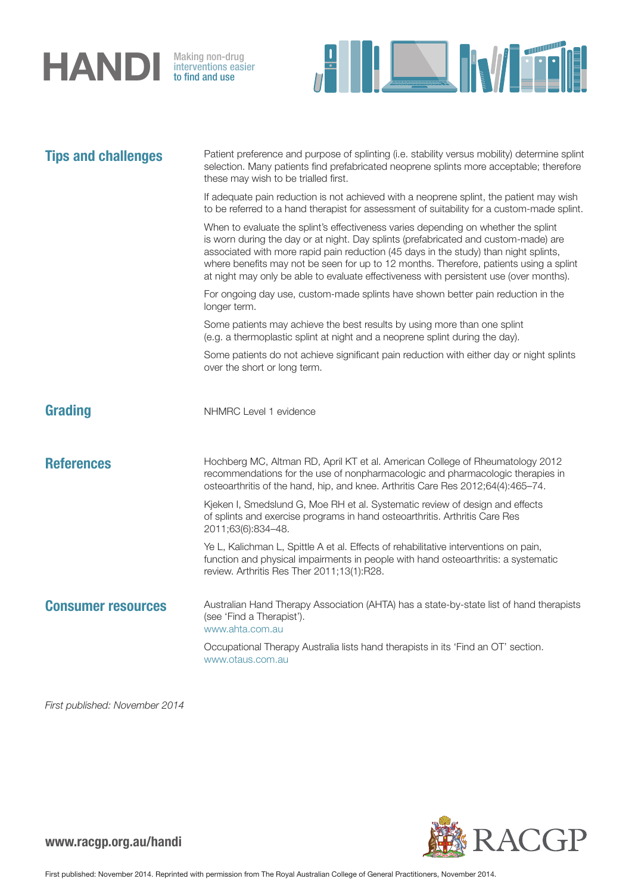## Tips and challenges

Patient preference and purpose of splinting (i.e. stability versus mobility) determine splint selection. Many patients find prefabricated neoprene splints more acceptable; therefore these may wish to be trialled first.

If adequate pain reduction is not achieved with a neoprene splint, the patient may wish to be referred to a hand therapist for assessment of suitability for a custom-made splint.

When to evaluate the splint's effectiveness varies depending on whether the splint is worn during the day or at night. Day splints (prefabricated and custom-made) are associated with more rapid pain reduction (45 days in the study) than night splints, where benefits may not be seen for up to 12 months. Therefore, patients using a splint at night may only be able to evaluate effectiveness with persistent use (over months).

For ongoing day use, custom-made splints have shown better pain reduction in the longer term.

Some patients may achieve the best results by using more than one splint (e.g. a thermoplastic splint at night and a neoprene splint during the day).

Some patients do not achieve significant pain reduction with either day or night splints over the short or long term.

## Grading

NHMRC Level 1 evidence

## References

Hochberg MC, Altman RD, April KT et al. American College of Rheumatology 2012 recommendations for the use of nonpharmacologic and pharmacologic therapies in osteoarthritis of the hand, hip, and knee. Arthritis Care Res 2012;64(4):465–74.

Kjeken I, Smedslund G, Moe RH et al. Systematic review of design and effects of splints and exercise programs in hand osteoarthritis. Arthritis Care Res 2011;63(6):834–48.

Ye L, Kalichman L, Spittle A et al. Effects of rehabilitative interventions on pain, function and physical impairments in people with hand osteoarthritis: a systematic review. Arthritis Res Ther 2011;13(1):R28.

## Consumer resources

Australian Hand Therapy Association (AHTA) has a state-by-state list of hand therapists (see 'Find a Therapist').
www.ahta.com.au

Occupational Therapy Australia lists hand therapists in its 'Find an OT' section.
www.otaus.com.au

*First published: November 2014*

www.racgp.org.au/handi

First published: November 2014. Reprinted with permission from The Royal Australian College of General Practitioners, November 2014.